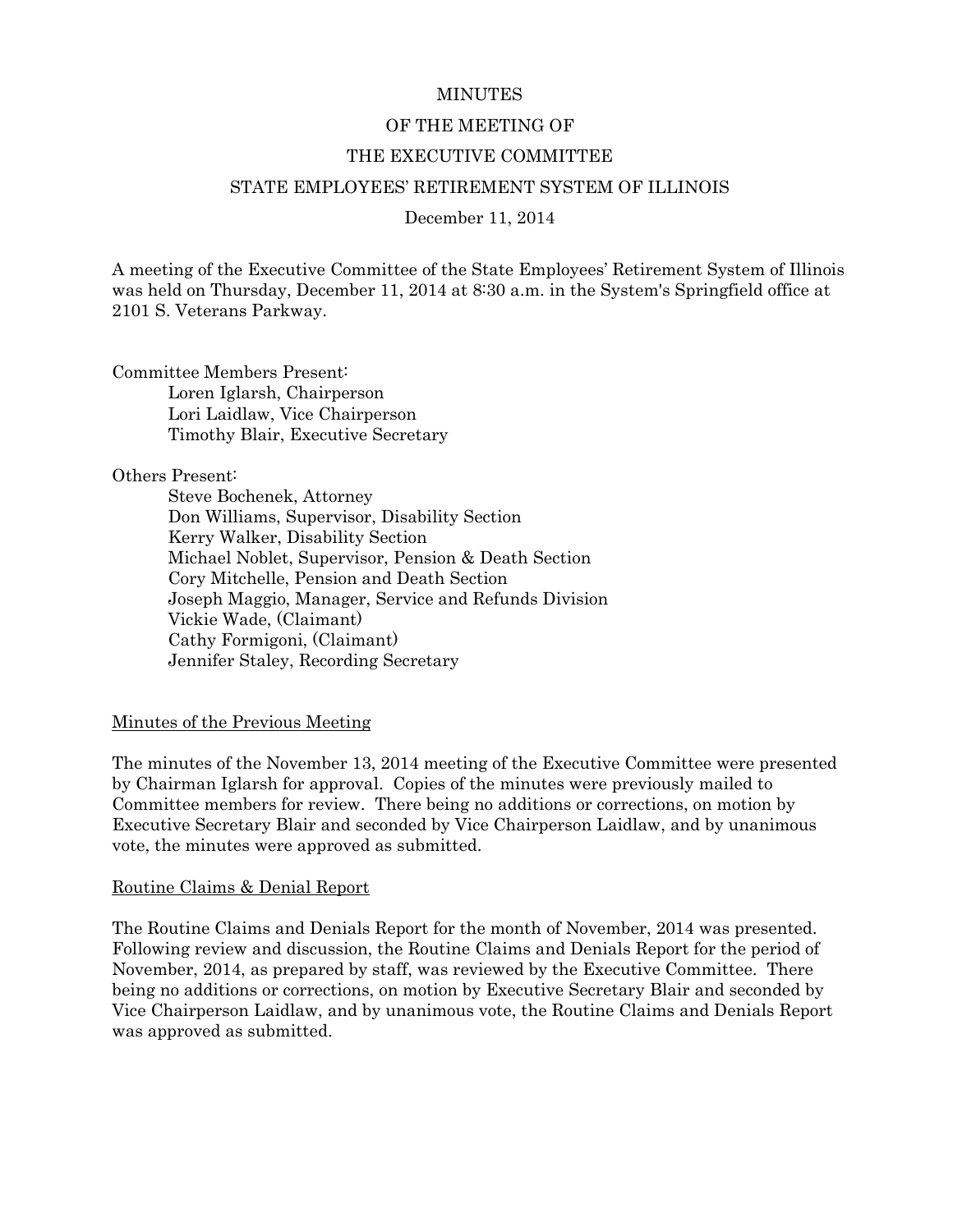# MINUTES

# OF THE MEETING OF

# THE EXECUTIVE COMMITTEE

# STATE EMPLOYEES' RETIREMENT SYSTEM OF ILLINOIS

December 11, 2014

A meeting of the Executive Committee of the State Employees' Retirement System of Illinois was held on Thursday, December 11, 2014 at 8:30 a.m. in the System's Springfield office at 2101 S. Veterans Parkway.

Committee Members Present:

- Loren Iglarsh, Chairperson
- Lori Laidlaw, Vice Chairperson
- Timothy Blair, Executive Secretary

Others Present:

- Steve Bochenek, Attorney
- Don Williams, Supervisor, Disability Section
- Kerry Walker, Disability Section
- Michael Noblet, Supervisor, Pension & Death Section
- Cory Mitchelle, Pension and Death Section
- Joseph Maggio, Manager, Service and Refunds Division
- Vickie Wade, (Claimant)
- Cathy Formigoni, (Claimant)
- Jennifer Staley, Recording Secretary

## Minutes of the Previous Meeting

The minutes of the November 13, 2014 meeting of the Executive Committee were presented by Chairman Iglarsh for approval. Copies of the minutes were previously mailed to Committee members for review. There being no additions or corrections, on motion by Executive Secretary Blair and seconded by Vice Chairperson Laidlaw, and by unanimous vote, the minutes were approved as submitted.

## Routine Claims & Denial Report

The Routine Claims and Denials Report for the month of November, 2014 was presented. Following review and discussion, the Routine Claims and Denials Report for the period of November, 2014, as prepared by staff, was reviewed by the Executive Committee. There being no additions or corrections, on motion by Executive Secretary Blair and seconded by Vice Chairperson Laidlaw, and by unanimous vote, the Routine Claims and Denials Report was approved as submitted.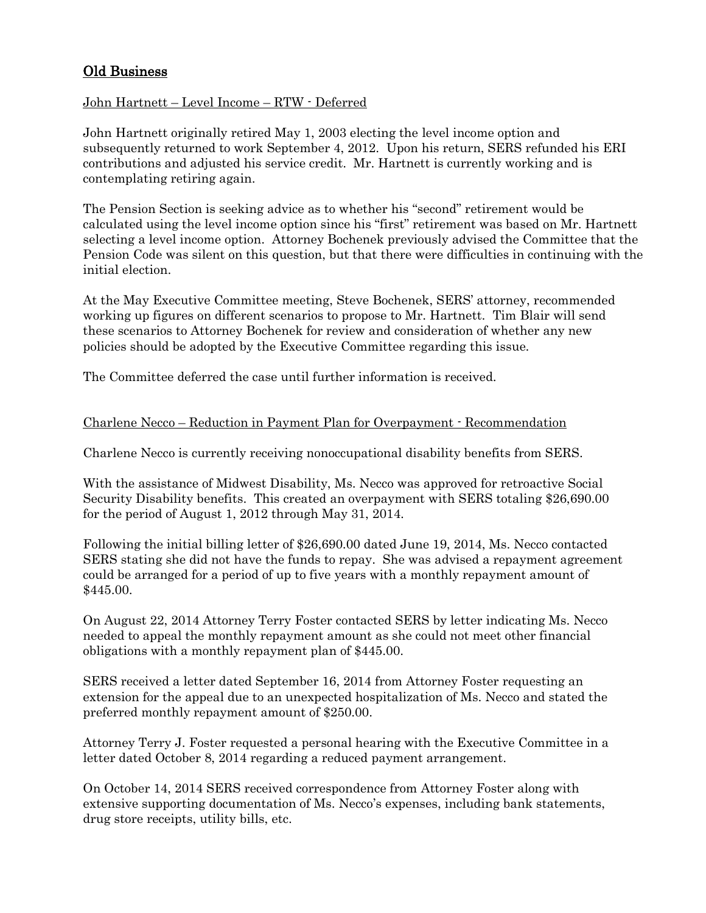## Old Business

John Hartnett – Level Income – RTW - Deferred

John Hartnett originally retired May 1, 2003 electing the level income option and subsequently returned to work September 4, 2012. Upon his return, SERS refunded his ERI contributions and adjusted his service credit. Mr. Hartnett is currently working and is contemplating retiring again.

The Pension Section is seeking advice as to whether his "second" retirement would be calculated using the level income option since his "first" retirement was based on Mr. Hartnett selecting a level income option. Attorney Bochenek previously advised the Committee that the Pension Code was silent on this question, but that there were difficulties in continuing with the initial election.

At the May Executive Committee meeting, Steve Bochenek, SERS' attorney, recommended working up figures on different scenarios to propose to Mr. Hartnett. Tim Blair will send these scenarios to Attorney Bochenek for review and consideration of whether any new policies should be adopted by the Executive Committee regarding this issue.

The Committee deferred the case until further information is received.

Charlene Necco – Reduction in Payment Plan for Overpayment - Recommendation

Charlene Necco is currently receiving nonoccupational disability benefits from SERS.

With the assistance of Midwest Disability, Ms. Necco was approved for retroactive Social Security Disability benefits. This created an overpayment with SERS totaling $26,690.00 for the period of August 1, 2012 through May 31, 2014.

Following the initial billing letter of $26,690.00 dated June 19, 2014, Ms. Necco contacted SERS stating she did not have the funds to repay. She was advised a repayment agreement could be arranged for a period of up to five years with a monthly repayment amount of $445.00.

On August 22, 2014 Attorney Terry Foster contacted SERS by letter indicating Ms. Necco needed to appeal the monthly repayment amount as she could not meet other financial obligations with a monthly repayment plan of $445.00.

SERS received a letter dated September 16, 2014 from Attorney Foster requesting an extension for the appeal due to an unexpected hospitalization of Ms. Necco and stated the preferred monthly repayment amount of $250.00.

Attorney Terry J. Foster requested a personal hearing with the Executive Committee in a letter dated October 8, 2014 regarding a reduced payment arrangement.

On October 14, 2014 SERS received correspondence from Attorney Foster along with extensive supporting documentation of Ms. Necco's expenses, including bank statements, drug store receipts, utility bills, etc.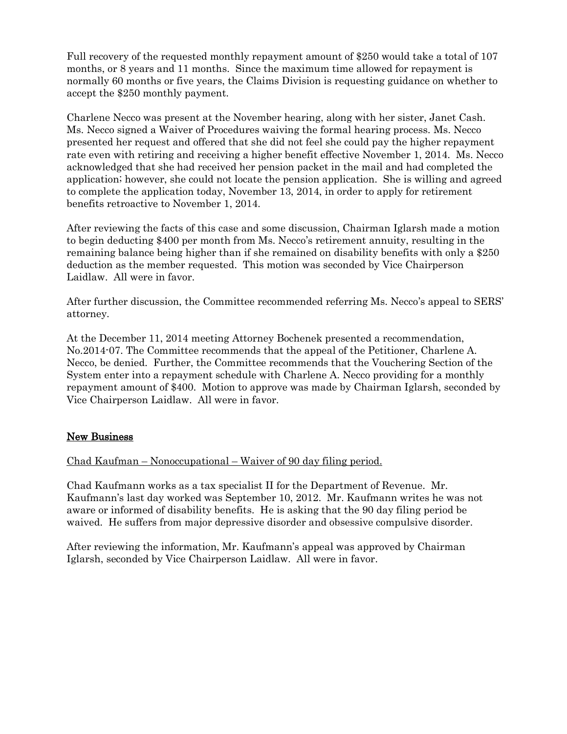Full recovery of the requested monthly repayment amount of $250 would take a total of 107 months, or 8 years and 11 months. Since the maximum time allowed for repayment is normally 60 months or five years, the Claims Division is requesting guidance on whether to accept the $250 monthly payment.

Charlene Necco was present at the November hearing, along with her sister, Janet Cash. Ms. Necco signed a Waiver of Procedures waiving the formal hearing process. Ms. Necco presented her request and offered that she did not feel she could pay the higher repayment rate even with retiring and receiving a higher benefit effective November 1, 2014. Ms. Necco acknowledged that she had received her pension packet in the mail and had completed the application; however, she could not locate the pension application. She is willing and agreed to complete the application today, November 13, 2014, in order to apply for retirement benefits retroactive to November 1, 2014.

After reviewing the facts of this case and some discussion, Chairman Iglarsh made a motion to begin deducting $400 per month from Ms. Necco's retirement annuity, resulting in the remaining balance being higher than if she remained on disability benefits with only a $250 deduction as the member requested. This motion was seconded by Vice Chairperson Laidlaw. All were in favor.

After further discussion, the Committee recommended referring Ms. Necco's appeal to SERS' attorney.

At the December 11, 2014 meeting Attorney Bochenek presented a recommendation, No.2014-07. The Committee recommends that the appeal of the Petitioner, Charlene A. Necco, be denied. Further, the Committee recommends that the Vouchering Section of the System enter into a repayment schedule with Charlene A. Necco providing for a monthly repayment amount of $400. Motion to approve was made by Chairman Iglarsh, seconded by Vice Chairperson Laidlaw. All were in favor.

## New Business

Chad Kaufman – Nonoccupational – Waiver of 90 day filing period.

Chad Kaufmann works as a tax specialist II for the Department of Revenue. Mr. Kaufmann's last day worked was September 10, 2012. Mr. Kaufmann writes he was not aware or informed of disability benefits. He is asking that the 90 day filing period be waived. He suffers from major depressive disorder and obsessive compulsive disorder.

After reviewing the information, Mr. Kaufmann's appeal was approved by Chairman Iglarsh, seconded by Vice Chairperson Laidlaw. All were in favor.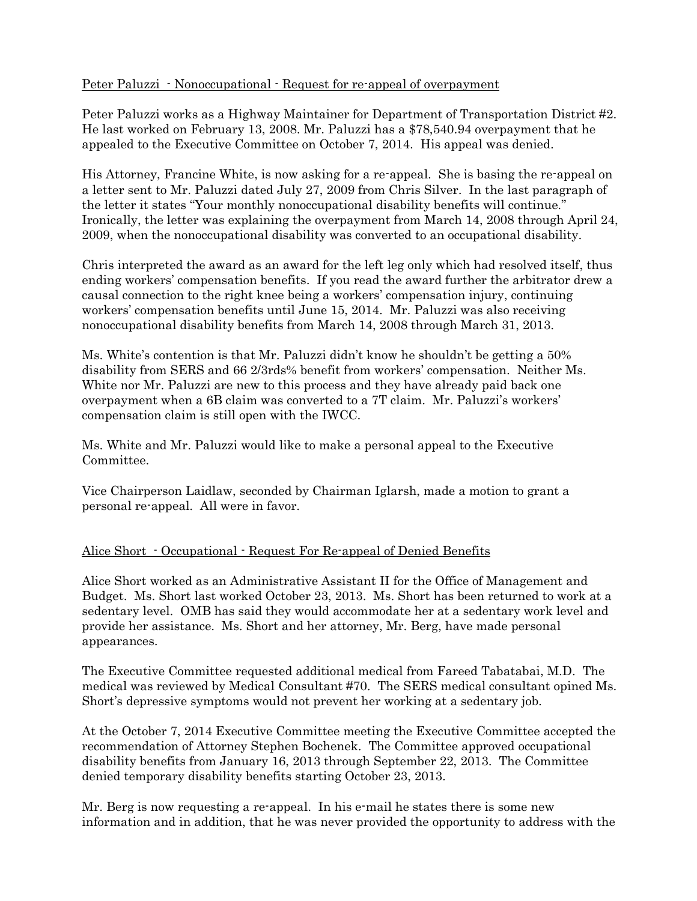Peter Paluzzi - Nonoccupational - Request for re-appeal of overpayment

Peter Paluzzi works as a Highway Maintainer for Department of Transportation District #2. He last worked on February 13, 2008. Mr. Paluzzi has a $78,540.94 overpayment that he appealed to the Executive Committee on October 7, 2014. His appeal was denied.

His Attorney, Francine White, is now asking for a re-appeal. She is basing the re-appeal on a letter sent to Mr. Paluzzi dated July 27, 2009 from Chris Silver. In the last paragraph of the letter it states "Your monthly nonoccupational disability benefits will continue." Ironically, the letter was explaining the overpayment from March 14, 2008 through April 24, 2009, when the nonoccupational disability was converted to an occupational disability.

Chris interpreted the award as an award for the left leg only which had resolved itself, thus ending workers' compensation benefits. If you read the award further the arbitrator drew a causal connection to the right knee being a workers' compensation injury, continuing workers' compensation benefits until June 15, 2014. Mr. Paluzzi was also receiving nonoccupational disability benefits from March 14, 2008 through March 31, 2013.

Ms. White's contention is that Mr. Paluzzi didn't know he shouldn't be getting a 50% disability from SERS and 66 2/3rds% benefit from workers' compensation. Neither Ms. White nor Mr. Paluzzi are new to this process and they have already paid back one overpayment when a 6B claim was converted to a 7T claim. Mr. Paluzzi's workers' compensation claim is still open with the IWCC.

Ms. White and Mr. Paluzzi would like to make a personal appeal to the Executive Committee.

Vice Chairperson Laidlaw, seconded by Chairman Iglarsh, made a motion to grant a personal re-appeal. All were in favor.

Alice Short - Occupational - Request For Re-appeal of Denied Benefits

Alice Short worked as an Administrative Assistant II for the Office of Management and Budget. Ms. Short last worked October 23, 2013. Ms. Short has been returned to work at a sedentary level. OMB has said they would accommodate her at a sedentary work level and provide her assistance. Ms. Short and her attorney, Mr. Berg, have made personal appearances.

The Executive Committee requested additional medical from Fareed Tabatabai, M.D. The medical was reviewed by Medical Consultant #70. The SERS medical consultant opined Ms. Short's depressive symptoms would not prevent her working at a sedentary job.

At the October 7, 2014 Executive Committee meeting the Executive Committee accepted the recommendation of Attorney Stephen Bochenek. The Committee approved occupational disability benefits from January 16, 2013 through September 22, 2013. The Committee denied temporary disability benefits starting October 23, 2013.

Mr. Berg is now requesting a re-appeal. In his e-mail he states there is some new information and in addition, that he was never provided the opportunity to address with the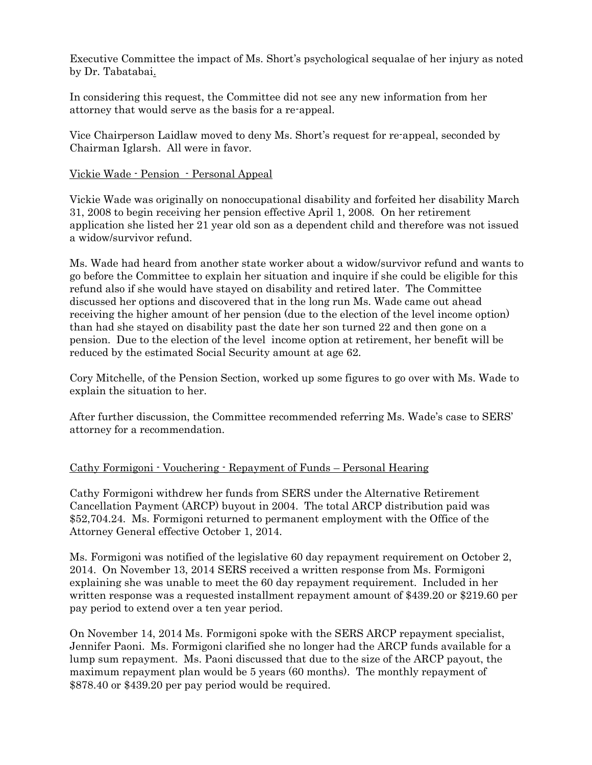Executive Committee the impact of Ms. Short's psychological sequalae of her injury as noted by Dr. Tabatabai.

In considering this request, the Committee did not see any new information from her attorney that would serve as the basis for a re-appeal.

Vice Chairperson Laidlaw moved to deny Ms. Short's request for re-appeal, seconded by Chairman Iglarsh. All were in favor.

Vickie Wade - Pension - Personal Appeal

Vickie Wade was originally on nonoccupational disability and forfeited her disability March 31, 2008 to begin receiving her pension effective April 1, 2008. On her retirement application she listed her 21 year old son as a dependent child and therefore was not issued a widow/survivor refund.

Ms. Wade had heard from another state worker about a widow/survivor refund and wants to go before the Committee to explain her situation and inquire if she could be eligible for this refund also if she would have stayed on disability and retired later. The Committee discussed her options and discovered that in the long run Ms. Wade came out ahead receiving the higher amount of her pension (due to the election of the level income option) than had she stayed on disability past the date her son turned 22 and then gone on a pension. Due to the election of the level income option at retirement, her benefit will be reduced by the estimated Social Security amount at age 62.

Cory Mitchelle, of the Pension Section, worked up some figures to go over with Ms. Wade to explain the situation to her.

After further discussion, the Committee recommended referring Ms. Wade's case to SERS' attorney for a recommendation.

Cathy Formigoni - Vouchering - Repayment of Funds – Personal Hearing

Cathy Formigoni withdrew her funds from SERS under the Alternative Retirement Cancellation Payment (ARCP) buyout in 2004. The total ARCP distribution paid was $52,704.24. Ms. Formigoni returned to permanent employment with the Office of the Attorney General effective October 1, 2014.

Ms. Formigoni was notified of the legislative 60 day repayment requirement on October 2, 2014. On November 13, 2014 SERS received a written response from Ms. Formigoni explaining she was unable to meet the 60 day repayment requirement. Included in her written response was a requested installment repayment amount of $439.20 or $219.60 per pay period to extend over a ten year period.

On November 14, 2014 Ms. Formigoni spoke with the SERS ARCP repayment specialist, Jennifer Paoni. Ms. Formigoni clarified she no longer had the ARCP funds available for a lump sum repayment. Ms. Paoni discussed that due to the size of the ARCP payout, the maximum repayment plan would be 5 years (60 months). The monthly repayment of $878.40 or $439.20 per pay period would be required.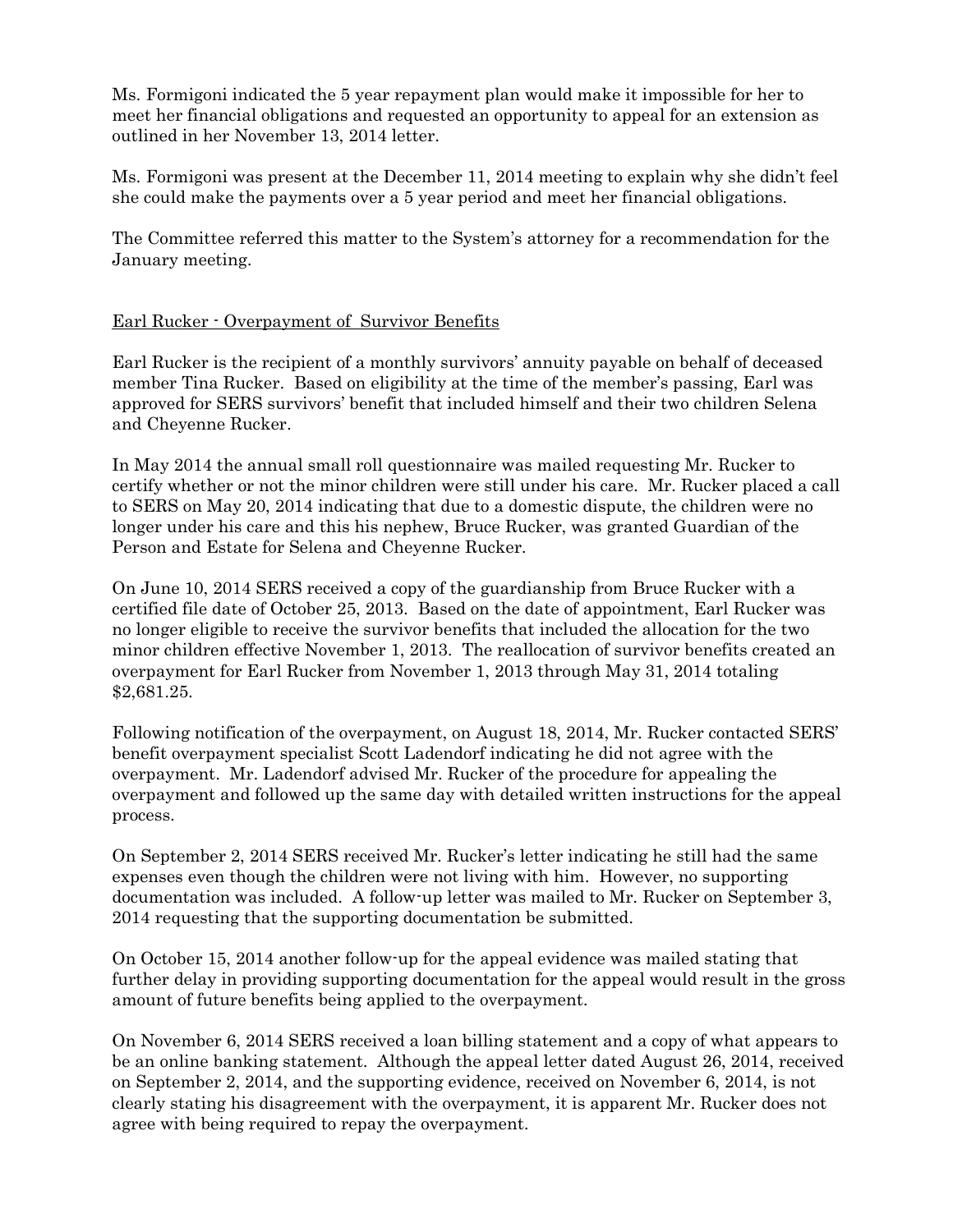Ms. Formigoni indicated the 5 year repayment plan would make it impossible for her to meet her financial obligations and requested an opportunity to appeal for an extension as outlined in her November 13, 2014 letter.

Ms. Formigoni was present at the December 11, 2014 meeting to explain why she didn't feel she could make the payments over a 5 year period and meet her financial obligations.

The Committee referred this matter to the System's attorney for a recommendation for the January meeting.

Earl Rucker - Overpayment of Survivor Benefits

Earl Rucker is the recipient of a monthly survivors' annuity payable on behalf of deceased member Tina Rucker. Based on eligibility at the time of the member's passing, Earl was approved for SERS survivors' benefit that included himself and their two children Selena and Cheyenne Rucker.

In May 2014 the annual small roll questionnaire was mailed requesting Mr. Rucker to certify whether or not the minor children were still under his care. Mr. Rucker placed a call to SERS on May 20, 2014 indicating that due to a domestic dispute, the children were no longer under his care and this his nephew, Bruce Rucker, was granted Guardian of the Person and Estate for Selena and Cheyenne Rucker.

On June 10, 2014 SERS received a copy of the guardianship from Bruce Rucker with a certified file date of October 25, 2013. Based on the date of appointment, Earl Rucker was no longer eligible to receive the survivor benefits that included the allocation for the two minor children effective November 1, 2013. The reallocation of survivor benefits created an overpayment for Earl Rucker from November 1, 2013 through May 31, 2014 totaling $2,681.25.

Following notification of the overpayment, on August 18, 2014, Mr. Rucker contacted SERS' benefit overpayment specialist Scott Ladendorf indicating he did not agree with the overpayment. Mr. Ladendorf advised Mr. Rucker of the procedure for appealing the overpayment and followed up the same day with detailed written instructions for the appeal process.

On September 2, 2014 SERS received Mr. Rucker's letter indicating he still had the same expenses even though the children were not living with him. However, no supporting documentation was included. A follow-up letter was mailed to Mr. Rucker on September 3, 2014 requesting that the supporting documentation be submitted.

On October 15, 2014 another follow-up for the appeal evidence was mailed stating that further delay in providing supporting documentation for the appeal would result in the gross amount of future benefits being applied to the overpayment.

On November 6, 2014 SERS received a loan billing statement and a copy of what appears to be an online banking statement. Although the appeal letter dated August 26, 2014, received on September 2, 2014, and the supporting evidence, received on November 6, 2014, is not clearly stating his disagreement with the overpayment, it is apparent Mr. Rucker does not agree with being required to repay the overpayment.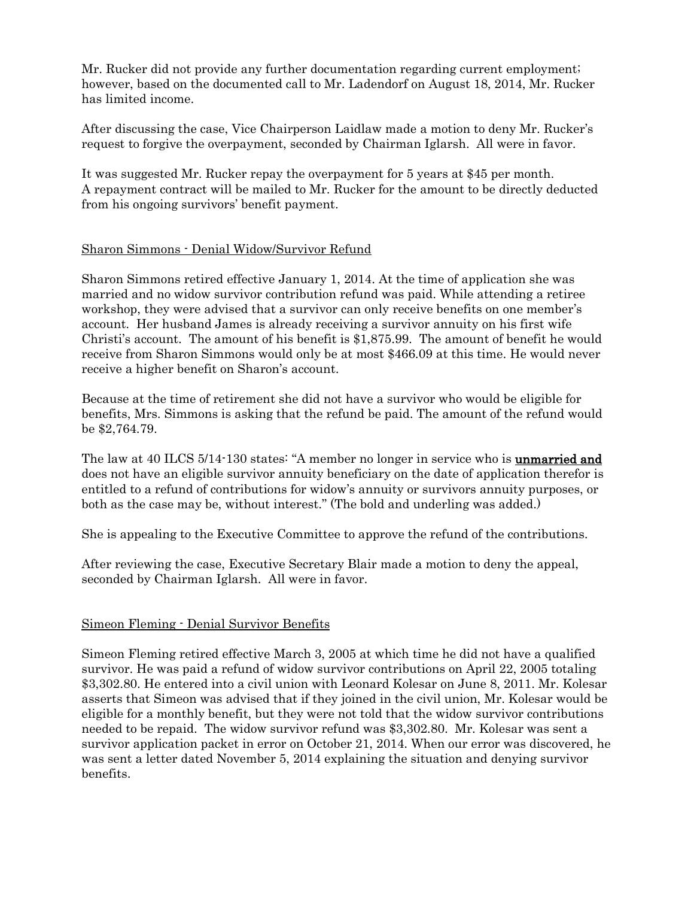Mr. Rucker did not provide any further documentation regarding current employment; however, based on the documented call to Mr. Ladendorf on August 18, 2014, Mr. Rucker has limited income.

After discussing the case, Vice Chairperson Laidlaw made a motion to deny Mr. Rucker's request to forgive the overpayment, seconded by Chairman Iglarsh. All were in favor.

It was suggested Mr. Rucker repay the overpayment for 5 years at $45 per month. A repayment contract will be mailed to Mr. Rucker for the amount to be directly deducted from his ongoing survivors' benefit payment.

<u>Sharon Simmons - Denial Widow/Survivor Refund</u>

Sharon Simmons retired effective January 1, 2014. At the time of application she was married and no widow survivor contribution refund was paid. While attending a retiree workshop, they were advised that a survivor can only receive benefits on one member's account. Her husband James is already receiving a survivor annuity on his first wife Christi's account. The amount of his benefit is $1,875.99. The amount of benefit he would receive from Sharon Simmons would only be at most $466.09 at this time. He would never receive a higher benefit on Sharon's account.

Because at the time of retirement she did not have a survivor who would be eligible for benefits, Mrs. Simmons is asking that the refund be paid. The amount of the refund would be $2,764.79.

The law at 40 ILCS 5/14-130 states: "A member no longer in service who is **<u>unmarried and</u>** does not have an eligible survivor annuity beneficiary on the date of application therefor is entitled to a refund of contributions for widow's annuity or survivors annuity purposes, or both as the case may be, without interest." (The bold and underling was added.)

She is appealing to the Executive Committee to approve the refund of the contributions.

After reviewing the case, Executive Secretary Blair made a motion to deny the appeal, seconded by Chairman Iglarsh. All were in favor.

<u>Simeon Fleming - Denial Survivor Benefits</u>

Simeon Fleming retired effective March 3, 2005 at which time he did not have a qualified survivor. He was paid a refund of widow survivor contributions on April 22, 2005 totaling $3,302.80. He entered into a civil union with Leonard Kolesar on June 8, 2011. Mr. Kolesar asserts that Simeon was advised that if they joined in the civil union, Mr. Kolesar would be eligible for a monthly benefit, but they were not told that the widow survivor contributions needed to be repaid. The widow survivor refund was $3,302.80. Mr. Kolesar was sent a survivor application packet in error on October 21, 2014. When our error was discovered, he was sent a letter dated November 5, 2014 explaining the situation and denying survivor benefits.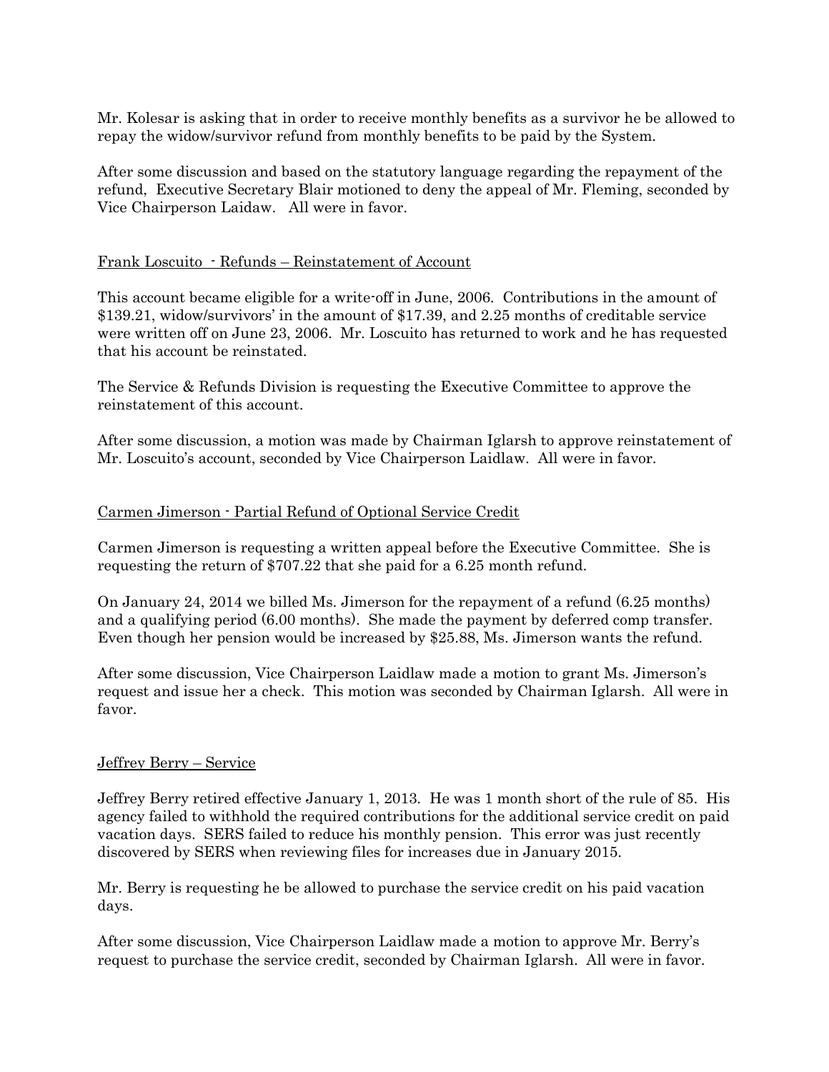Mr. Kolesar is asking that in order to receive monthly benefits as a survivor he be allowed to repay the widow/survivor refund from monthly benefits to be paid by the System.

After some discussion and based on the statutory language regarding the repayment of the refund, Executive Secretary Blair motioned to deny the appeal of Mr. Fleming, seconded by Vice Chairperson Laidaw. All were in favor.

<u>Frank Loscuito - Refunds – Reinstatement of Account</u>

This account became eligible for a write-off in June, 2006. Contributions in the amount of $139.21, widow/survivors' in the amount of $17.39, and 2.25 months of creditable service were written off on June 23, 2006. Mr. Loscuito has returned to work and he has requested that his account be reinstated.

The Service & Refunds Division is requesting the Executive Committee to approve the reinstatement of this account.

After some discussion, a motion was made by Chairman Iglarsh to approve reinstatement of Mr. Loscuito's account, seconded by Vice Chairperson Laidlaw. All were in favor.

<u>Carmen Jimerson - Partial Refund of Optional Service Credit</u>

Carmen Jimerson is requesting a written appeal before the Executive Committee. She is requesting the return of $707.22 that she paid for a 6.25 month refund.

On January 24, 2014 we billed Ms. Jimerson for the repayment of a refund (6.25 months) and a qualifying period (6.00 months). She made the payment by deferred comp transfer. Even though her pension would be increased by $25.88, Ms. Jimerson wants the refund.

After some discussion, Vice Chairperson Laidlaw made a motion to grant Ms. Jimerson's request and issue her a check. This motion was seconded by Chairman Iglarsh. All were in favor.

<u>Jeffrey Berry – Service</u>

Jeffrey Berry retired effective January 1, 2013. He was 1 month short of the rule of 85. His agency failed to withhold the required contributions for the additional service credit on paid vacation days. SERS failed to reduce his monthly pension. This error was just recently discovered by SERS when reviewing files for increases due in January 2015.

Mr. Berry is requesting he be allowed to purchase the service credit on his paid vacation days.

After some discussion, Vice Chairperson Laidlaw made a motion to approve Mr. Berry's request to purchase the service credit, seconded by Chairman Iglarsh. All were in favor.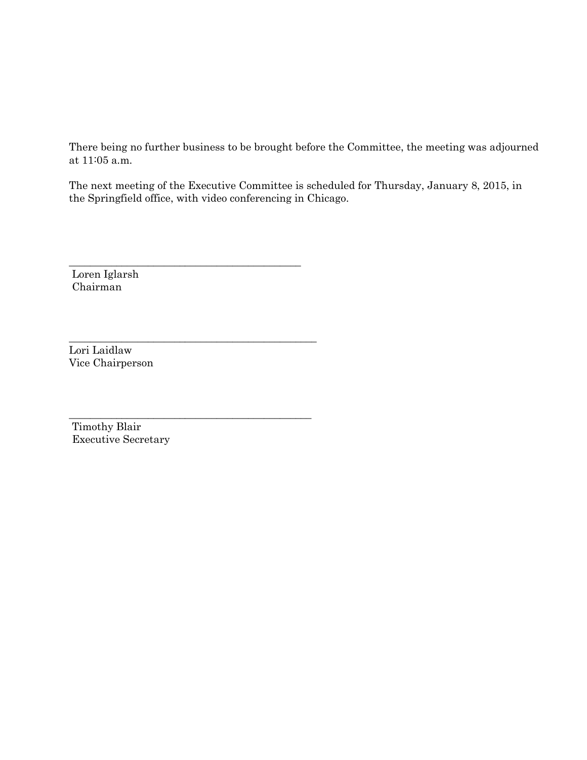There being no further business to be brought before the Committee, the meeting was adjourned at 11:05 a.m.

The next meeting of the Executive Committee is scheduled for Thursday, January 8, 2015, in the Springfield office, with video conferencing in Chicago.

\_\_\_\_\_\_\_\_\_\_\_\_\_\_\_\_\_\_\_\_\_\_\_\_\_\_\_\_\_\_\_\_\_\_\_\_\_\_\_\_\_\_\_\_

Loren Iglarsh
Chairman

\_\_\_\_\_\_\_\_\_\_\_\_\_\_\_\_\_\_\_\_\_\_\_\_\_\_\_\_\_\_\_\_\_\_\_\_\_\_\_\_\_\_\_\_

Lori Laidlaw
Vice Chairperson

\_\_\_\_\_\_\_\_\_\_\_\_\_\_\_\_\_\_\_\_\_\_\_\_\_\_\_\_\_\_\_\_\_\_\_\_\_\_\_\_\_\_\_\_

Timothy Blair
Executive Secretary